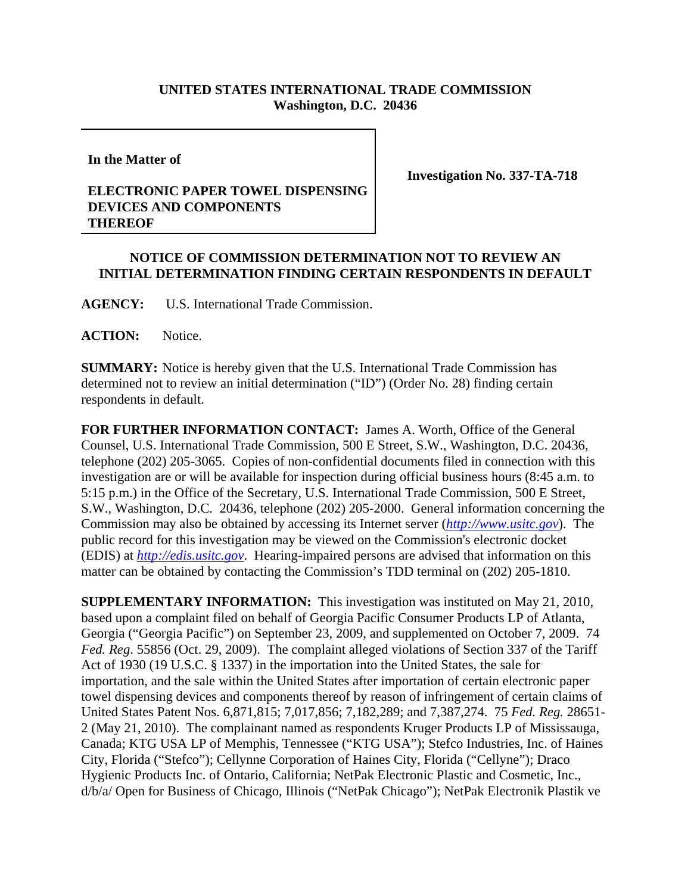**UNITED STATES INTERNATIONAL TRADE COMMISSION**
**Washington, D.C. 20436**

| | |
|---|---|
| **In the Matter of**<br><br>**ELECTRONIC PAPER TOWEL DISPENSING DEVICES AND COMPONENTS THEREOF** | **Investigation No. 337-TA-718** |

**NOTICE OF COMMISSION DETERMINATION NOT TO REVIEW AN INITIAL DETERMINATION FINDING CERTAIN RESPONDENTS IN DEFAULT**

**AGENCY:** U.S. International Trade Commission.

**ACTION:** Notice.

**SUMMARY:** Notice is hereby given that the U.S. International Trade Commission has determined not to review an initial determination ("ID") (Order No. 28) finding certain respondents in default.

**FOR FURTHER INFORMATION CONTACT:** James A. Worth, Office of the General Counsel, U.S. International Trade Commission, 500 E Street, S.W., Washington, D.C. 20436, telephone (202) 205-3065. Copies of non-confidential documents filed in connection with this investigation are or will be available for inspection during official business hours (8:45 a.m. to 5:15 p.m.) in the Office of the Secretary, U.S. International Trade Commission, 500 E Street, S.W., Washington, D.C. 20436, telephone (202) 205-2000. General information concerning the Commission may also be obtained by accessing its Internet server (*http://www.usitc.gov*). The public record for this investigation may be viewed on the Commission's electronic docket (EDIS) at *http://edis.usitc.gov*. Hearing-impaired persons are advised that information on this matter can be obtained by contacting the Commission's TDD terminal on (202) 205-1810.

**SUPPLEMENTARY INFORMATION:** This investigation was instituted on May 21, 2010, based upon a complaint filed on behalf of Georgia Pacific Consumer Products LP of Atlanta, Georgia ("Georgia Pacific") on September 23, 2009, and supplemented on October 7, 2009. 74 *Fed. Reg*. 55856 (Oct. 29, 2009). The complaint alleged violations of Section 337 of the Tariff Act of 1930 (19 U.S.C. § 1337) in the importation into the United States, the sale for importation, and the sale within the United States after importation of certain electronic paper towel dispensing devices and components thereof by reason of infringement of certain claims of United States Patent Nos. 6,871,815; 7,017,856; 7,182,289; and 7,387,274. 75 *Fed. Reg.* 28651-2 (May 21, 2010). The complainant named as respondents Kruger Products LP of Mississauga, Canada; KTG USA LP of Memphis, Tennessee ("KTG USA"); Stefco Industries, Inc. of Haines City, Florida ("Stefco"); Cellynne Corporation of Haines City, Florida ("Cellyne"); Draco Hygienic Products Inc. of Ontario, California; NetPak Electronic Plastic and Cosmetic, Inc., d/b/a/ Open for Business of Chicago, Illinois ("NetPak Chicago"); NetPak Electronik Plastik ve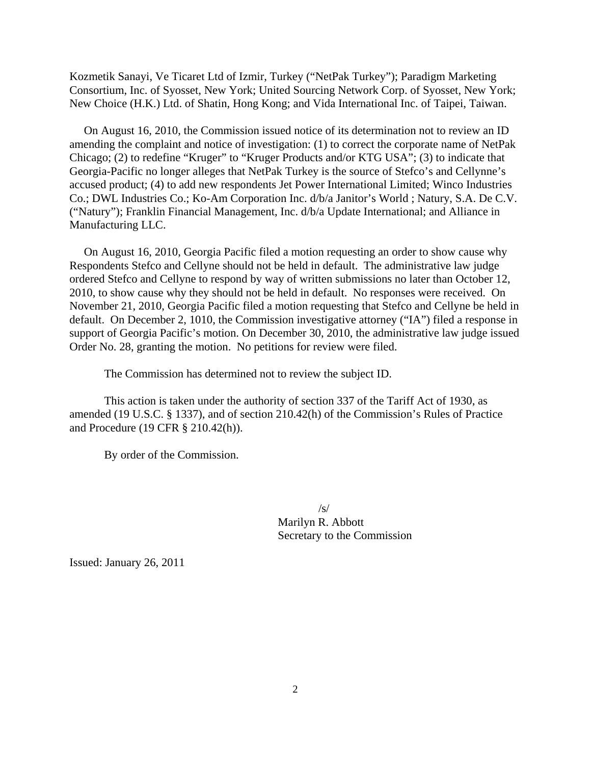Kozmetik Sanayi, Ve Ticaret Ltd of Izmir, Turkey ("NetPak Turkey"); Paradigm Marketing Consortium, Inc. of Syosset, New York; United Sourcing Network Corp. of Syosset, New York; New Choice (H.K.) Ltd. of Shatin, Hong Kong; and Vida International Inc. of Taipei, Taiwan.

On August 16, 2010, the Commission issued notice of its determination not to review an ID amending the complaint and notice of investigation: (1) to correct the corporate name of NetPak Chicago; (2) to redefine "Kruger" to "Kruger Products and/or KTG USA"; (3) to indicate that Georgia-Pacific no longer alleges that NetPak Turkey is the source of Stefco's and Cellynne's accused product; (4) to add new respondents Jet Power International Limited; Winco Industries Co.; DWL Industries Co.; Ko-Am Corporation Inc. d/b/a Janitor's World ; Natury, S.A. De C.V. ("Natury"); Franklin Financial Management, Inc. d/b/a Update International; and Alliance in Manufacturing LLC.

On August 16, 2010, Georgia Pacific filed a motion requesting an order to show cause why Respondents Stefco and Cellyne should not be held in default. The administrative law judge ordered Stefco and Cellyne to respond by way of written submissions no later than October 12, 2010, to show cause why they should not be held in default. No responses were received. On November 21, 2010, Georgia Pacific filed a motion requesting that Stefco and Cellyne be held in default. On December 2, 1010, the Commission investigative attorney ("IA") filed a response in support of Georgia Pacific's motion. On December 30, 2010, the administrative law judge issued Order No. 28, granting the motion. No petitions for review were filed.

The Commission has determined not to review the subject ID.

This action is taken under the authority of section 337 of the Tariff Act of 1930, as amended (19 U.S.C. § 1337), and of section 210.42(h) of the Commission's Rules of Practice and Procedure (19 CFR § 210.42(h)).

By order of the Commission.

/s/
Marilyn R. Abbott
Secretary to the Commission

Issued: January 26, 2011